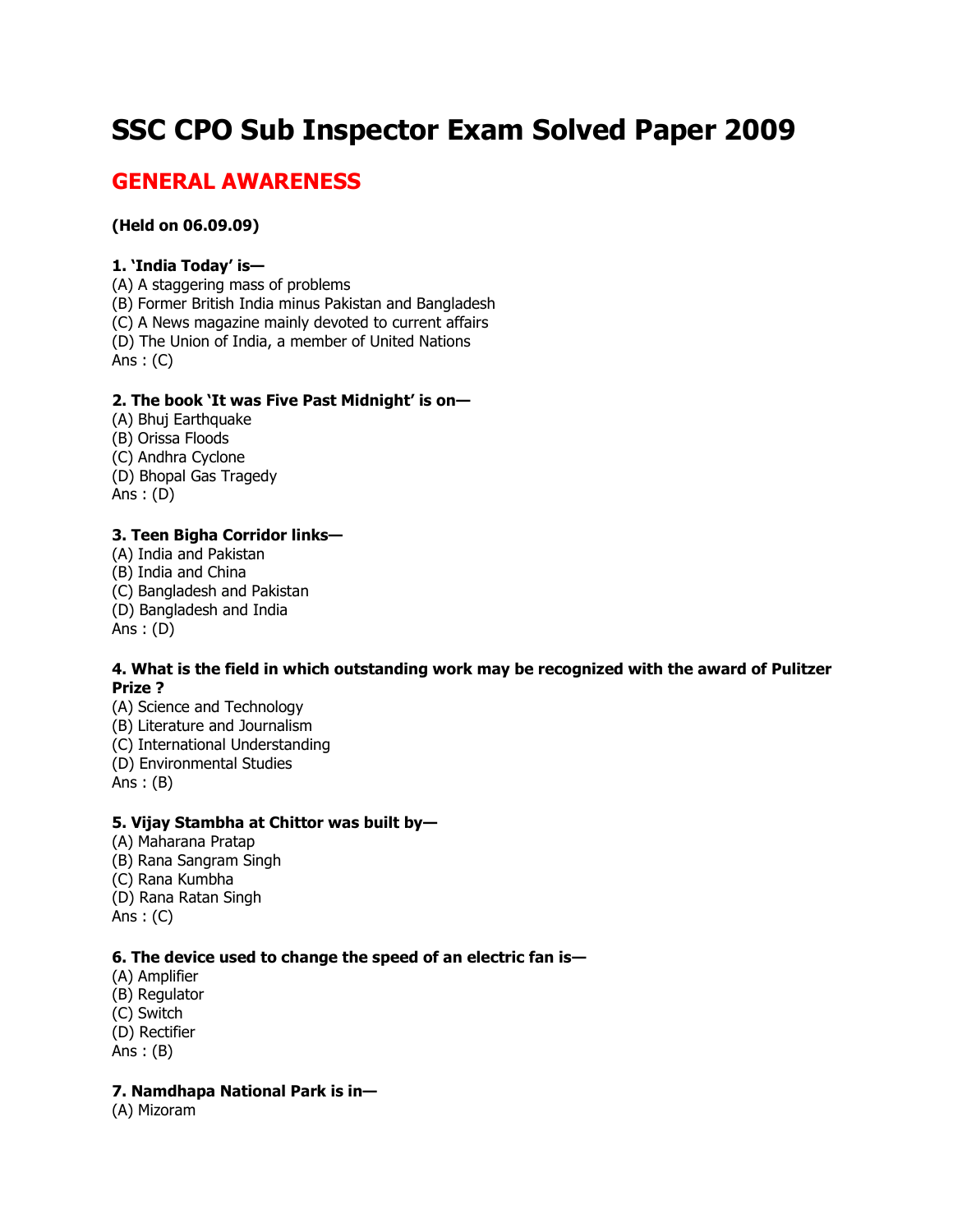# SSC CPO Sub Inspector Exam Solved Paper 2009

## GENERAL AWARENESS

**(Held on 06.09.09)**

**1. 'India Today' is—**
(A) A staggering mass of problems
(B) Former British India minus Pakistan and Bangladesh
(C) A News magazine mainly devoted to current affairs
(D) The Union of India, a member of United Nations
Ans : (C)

**2. The book 'It was Five Past Midnight' is on—**
(A) Bhuj Earthquake
(B) Orissa Floods
(C) Andhra Cyclone
(D) Bhopal Gas Tragedy
Ans : (D)

**3. Teen Bigha Corridor links—**
(A) India and Pakistan
(B) India and China
(C) Bangladesh and Pakistan
(D) Bangladesh and India
Ans : (D)

**4. What is the field in which outstanding work may be recognized with the award of Pulitzer Prize ?**
(A) Science and Technology
(B) Literature and Journalism
(C) International Understanding
(D) Environmental Studies
Ans : (B)

**5. Vijay Stambha at Chittor was built by—**
(A) Maharana Pratap
(B) Rana Sangram Singh
(C) Rana Kumbha
(D) Rana Ratan Singh
Ans : (C)

**6. The device used to change the speed of an electric fan is—**
(A) Amplifier
(B) Regulator
(C) Switch
(D) Rectifier
Ans : (B)

**7. Namdhapa National Park is in—**
(A) Mizoram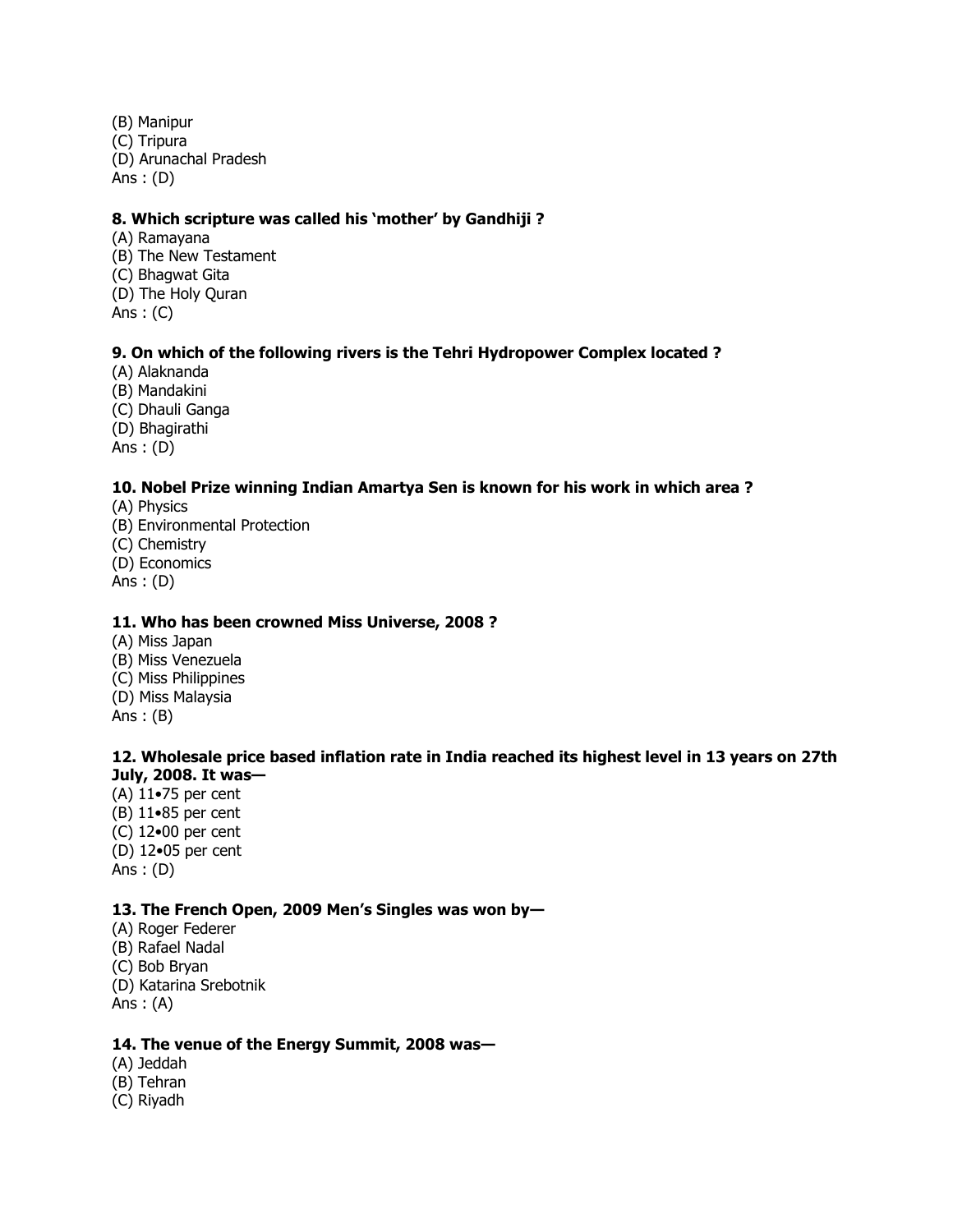(B) Manipur
(C) Tripura
(D) Arunachal Pradesh
Ans : (D)

**8. Which scripture was called his 'mother' by Gandhiji ?**

(A) Ramayana
(B) The New Testament
(C) Bhagwat Gita
(D) The Holy Quran
Ans : (C)

**9. On which of the following rivers is the Tehri Hydropower Complex located ?**

(A) Alaknanda
(B) Mandakini
(C) Dhauli Ganga
(D) Bhagirathi
Ans : (D)

**10. Nobel Prize winning Indian Amartya Sen is known for his work in which area ?**

(A) Physics
(B) Environmental Protection
(C) Chemistry
(D) Economics
Ans : (D)

**11. Who has been crowned Miss Universe, 2008 ?**

(A) Miss Japan
(B) Miss Venezuela
(C) Miss Philippines
(D) Miss Malaysia
Ans : (B)

**12. Wholesale price based inflation rate in India reached its highest level in 13 years on 27th July, 2008. It was—**

(A) 11•75 per cent
(B) 11•85 per cent
(C) 12•00 per cent
(D) 12•05 per cent
Ans : (D)

**13. The French Open, 2009 Men's Singles was won by—**

(A) Roger Federer
(B) Rafael Nadal
(C) Bob Bryan
(D) Katarina Srebotnik
Ans : (A)

**14. The venue of the Energy Summit, 2008 was—**

(A) Jeddah
(B) Tehran
(C) Riyadh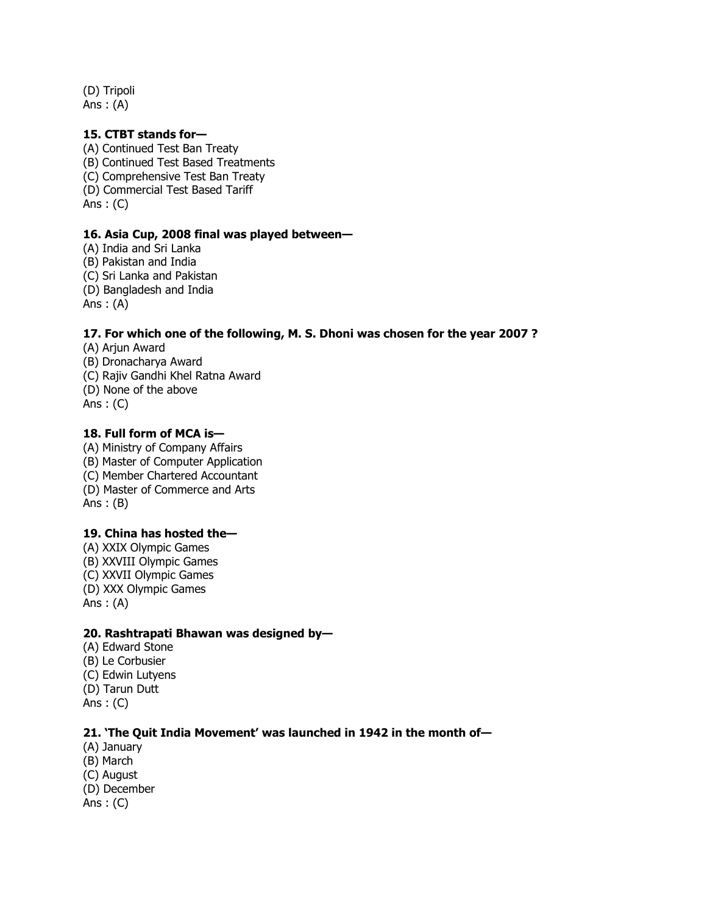(D) Tripoli
Ans : (A)

**15. CTBT stands for—**
(A) Continued Test Ban Treaty
(B) Continued Test Based Treatments
(C) Comprehensive Test Ban Treaty
(D) Commercial Test Based Tariff
Ans : (C)

**16. Asia Cup, 2008 final was played between—**
(A) India and Sri Lanka
(B) Pakistan and India
(C) Sri Lanka and Pakistan
(D) Bangladesh and India
Ans : (A)

**17. For which one of the following, M. S. Dhoni was chosen for the year 2007 ?**
(A) Arjun Award
(B) Dronacharya Award
(C) Rajiv Gandhi Khel Ratna Award
(D) None of the above
Ans : (C)

**18. Full form of MCA is—**
(A) Ministry of Company Affairs
(B) Master of Computer Application
(C) Member Chartered Accountant
(D) Master of Commerce and Arts
Ans : (B)

**19. China has hosted the—**
(A) XXIX Olympic Games
(B) XXVIII Olympic Games
(C) XXVII Olympic Games
(D) XXX Olympic Games
Ans : (A)

**20. Rashtrapati Bhawan was designed by—**
(A) Edward Stone
(B) Le Corbusier
(C) Edwin Lutyens
(D) Tarun Dutt
Ans : (C)

**21. 'The Quit India Movement' was launched in 1942 in the month of—**
(A) January
(B) March
(C) August
(D) December
Ans : (C)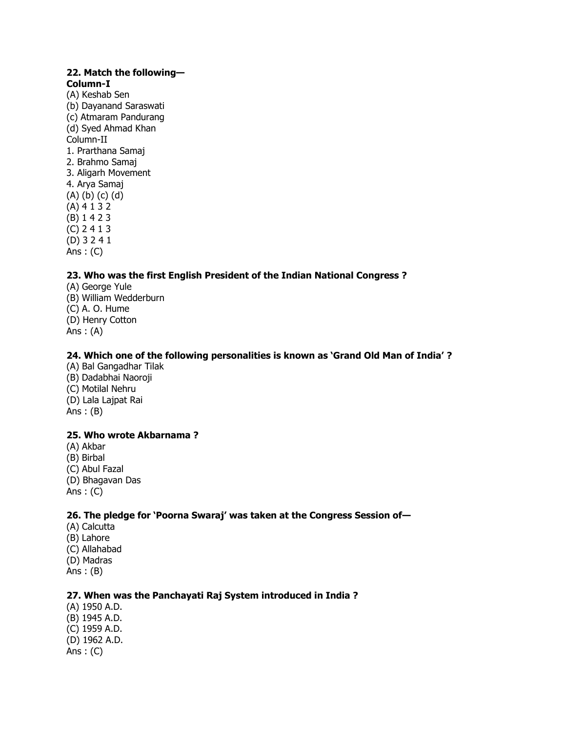**22. Match the following—**
**Column-I**
(A) Keshab Sen
(b) Dayanand Saraswati
(c) Atmaram Pandurang
(d) Syed Ahmad Khan
Column-II
1. Prarthana Samaj
2. Brahmo Samaj
3. Aligarh Movement
4. Arya Samaj
(A) (b) (c) (d)
(A) 4 1 3 2
(B) 1 4 2 3
(C) 2 4 1 3
(D) 3 2 4 1
Ans : (C)

**23. Who was the first English President of the Indian National Congress ?**
(A) George Yule
(B) William Wedderburn
(C) A. O. Hume
(D) Henry Cotton
Ans : (A)

**24. Which one of the following personalities is known as 'Grand Old Man of India' ?**
(A) Bal Gangadhar Tilak
(B) Dadabhai Naoroji
(C) Motilal Nehru
(D) Lala Lajpat Rai
Ans : (B)

**25. Who wrote Akbarnama ?**
(A) Akbar
(B) Birbal
(C) Abul Fazal
(D) Bhagavan Das
Ans : (C)

**26. The pledge for 'Poorna Swaraj' was taken at the Congress Session of—**
(A) Calcutta
(B) Lahore
(C) Allahabad
(D) Madras
Ans : (B)

**27. When was the Panchayati Raj System introduced in India ?**
(A) 1950 A.D.
(B) 1945 A.D.
(C) 1959 A.D.
(D) 1962 A.D.
Ans : (C)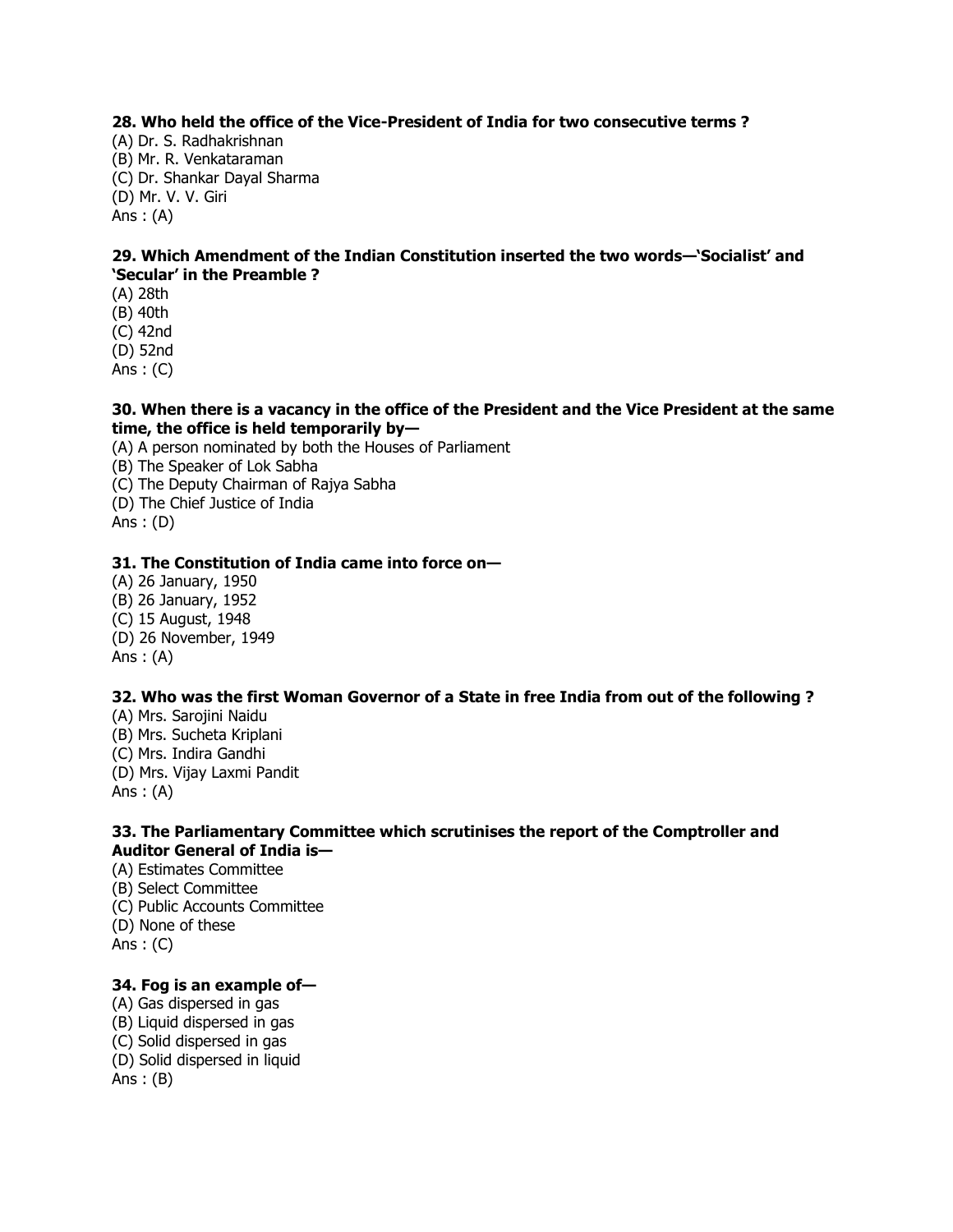**28. Who held the office of the Vice-President of India for two consecutive terms ?**

(A) Dr. S. Radhakrishnan
(B) Mr. R. Venkataraman
(C) Dr. Shankar Dayal Sharma
(D) Mr. V. V. Giri
Ans : (A)

**29. Which Amendment of the Indian Constitution inserted the two words—'Socialist' and 'Secular' in the Preamble ?**

(A) 28th
(B) 40th
(C) 42nd
(D) 52nd
Ans : (C)

**30. When there is a vacancy in the office of the President and the Vice President at the same time, the office is held temporarily by—**

(A) A person nominated by both the Houses of Parliament
(B) The Speaker of Lok Sabha
(C) The Deputy Chairman of Rajya Sabha
(D) The Chief Justice of India
Ans : (D)

**31. The Constitution of India came into force on—**

(A) 26 January, 1950
(B) 26 January, 1952
(C) 15 August, 1948
(D) 26 November, 1949
Ans : (A)

**32. Who was the first Woman Governor of a State in free India from out of the following ?**

(A) Mrs. Sarojini Naidu
(B) Mrs. Sucheta Kriplani
(C) Mrs. Indira Gandhi
(D) Mrs. Vijay Laxmi Pandit
Ans : (A)

**33. The Parliamentary Committee which scrutinises the report of the Comptroller and Auditor General of India is—**

(A) Estimates Committee
(B) Select Committee
(C) Public Accounts Committee
(D) None of these
Ans : (C)

**34. Fog is an example of—**

(A) Gas dispersed in gas
(B) Liquid dispersed in gas
(C) Solid dispersed in gas
(D) Solid dispersed in liquid
Ans : (B)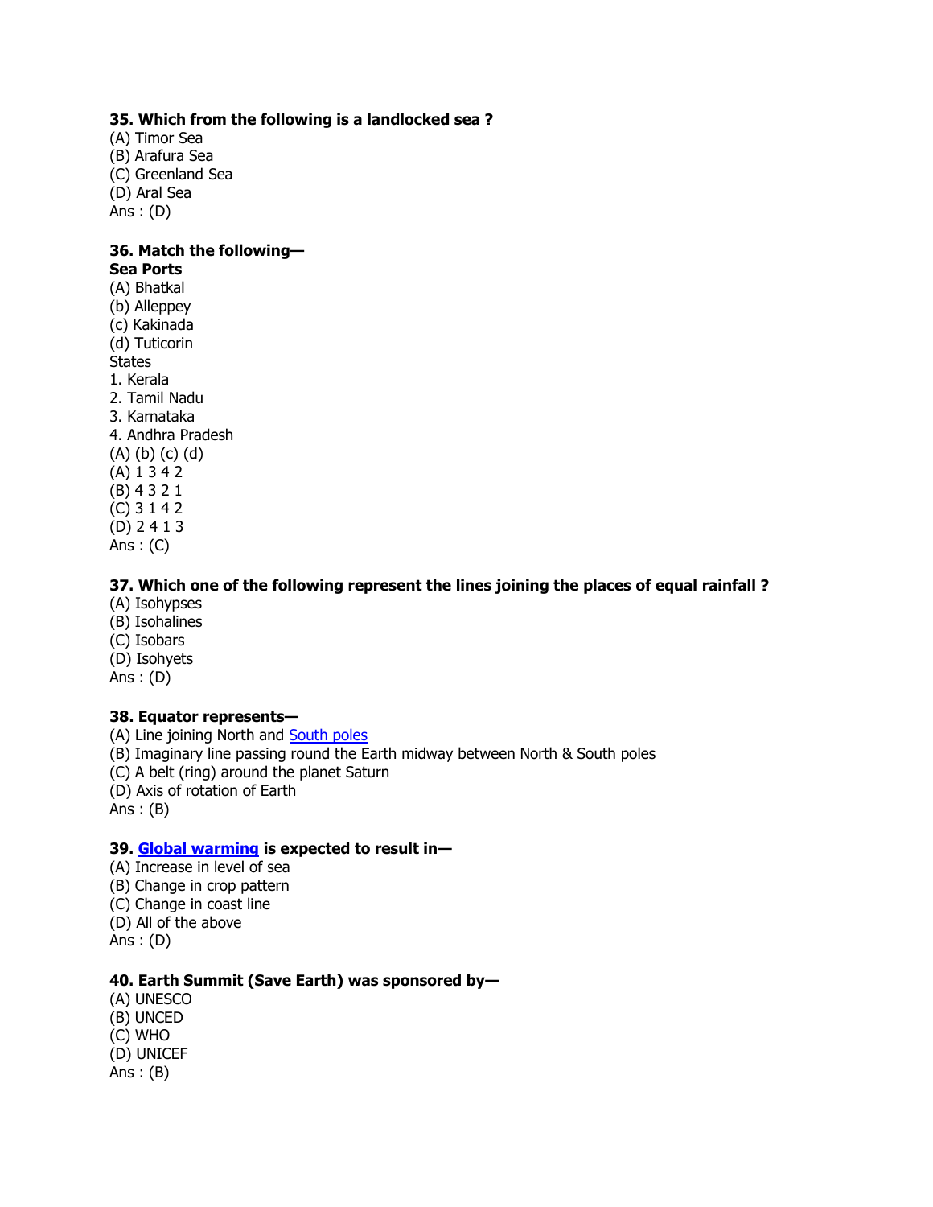**35. Which from the following is a landlocked sea ?**

(A) Timor Sea
(B) Arafura Sea
(C) Greenland Sea
(D) Aral Sea
Ans : (D)

**36. Match the following—**

**Sea Ports**

(A) Bhatkal
(b) Alleppey
(c) Kakinada
(d) Tuticorin
States
1. Kerala
2. Tamil Nadu
3. Karnataka
4. Andhra Pradesh
(A) (b) (c) (d)
(A) 1 3 4 2
(B) 4 3 2 1
(C) 3 1 4 2
(D) 2 4 1 3
Ans : (C)

**37. Which one of the following represent the lines joining the places of equal rainfall ?**

(A) Isohypses
(B) Isohalines
(C) Isobars
(D) Isohyets
Ans : (D)

**38. Equator represents—**

(A) Line joining North and South poles
(B) Imaginary line passing round the Earth midway between North & South poles
(C) A belt (ring) around the planet Saturn
(D) Axis of rotation of Earth
Ans : (B)

**39. Global warming is expected to result in—**

(A) Increase in level of sea
(B) Change in crop pattern
(C) Change in coast line
(D) All of the above
Ans : (D)

**40. Earth Summit (Save Earth) was sponsored by—**

(A) UNESCO
(B) UNCED
(C) WHO
(D) UNICEF
Ans : (B)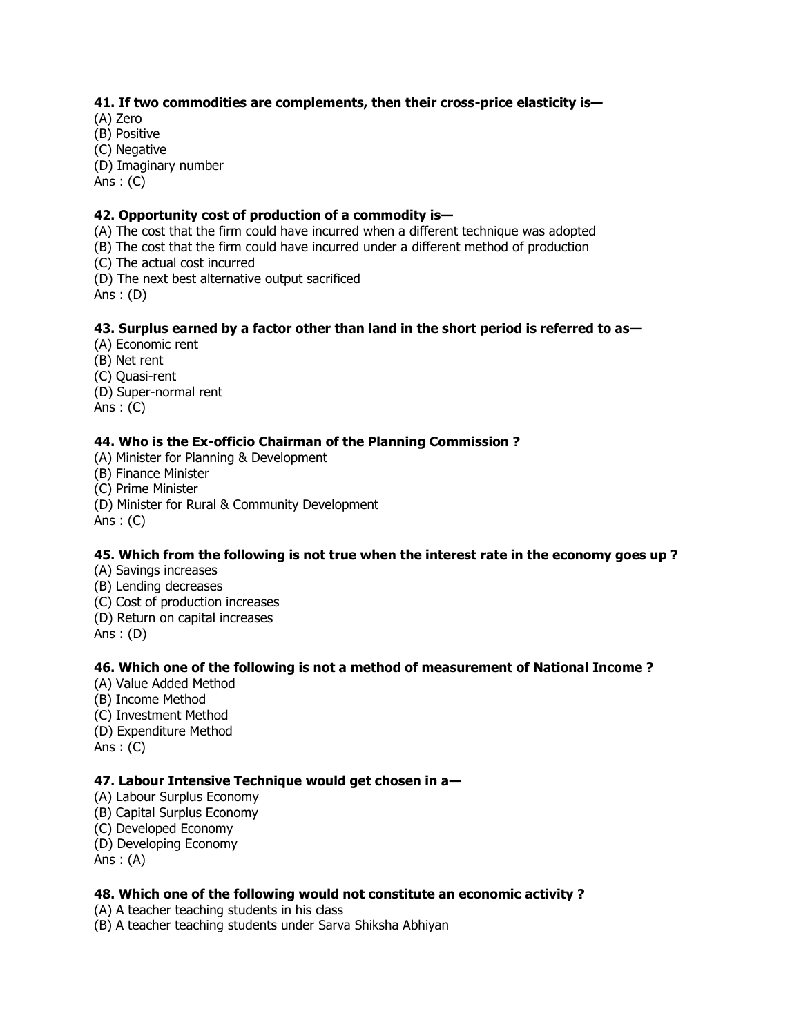**41. If two commodities are complements, then their cross-price elasticity is—**

(A) Zero
(B) Positive
(C) Negative
(D) Imaginary number
Ans : (C)

**42. Opportunity cost of production of a commodity is—**

(A) The cost that the firm could have incurred when a different technique was adopted
(B) The cost that the firm could have incurred under a different method of production
(C) The actual cost incurred
(D) The next best alternative output sacrificed
Ans : (D)

**43. Surplus earned by a factor other than land in the short period is referred to as—**

(A) Economic rent
(B) Net rent
(C) Quasi-rent
(D) Super-normal rent
Ans : (C)

**44. Who is the Ex-officio Chairman of the Planning Commission ?**

(A) Minister for Planning & Development
(B) Finance Minister
(C) Prime Minister
(D) Minister for Rural & Community Development
Ans : (C)

**45. Which from the following is not true when the interest rate in the economy goes up ?**

(A) Savings increases
(B) Lending decreases
(C) Cost of production increases
(D) Return on capital increases
Ans : (D)

**46. Which one of the following is not a method of measurement of National Income ?**

(A) Value Added Method
(B) Income Method
(C) Investment Method
(D) Expenditure Method
Ans : (C)

**47. Labour Intensive Technique would get chosen in a—**

(A) Labour Surplus Economy
(B) Capital Surplus Economy
(C) Developed Economy
(D) Developing Economy
Ans : (A)

**48. Which one of the following would not constitute an economic activity ?**

(A) A teacher teaching students in his class
(B) A teacher teaching students under Sarva Shiksha Abhiyan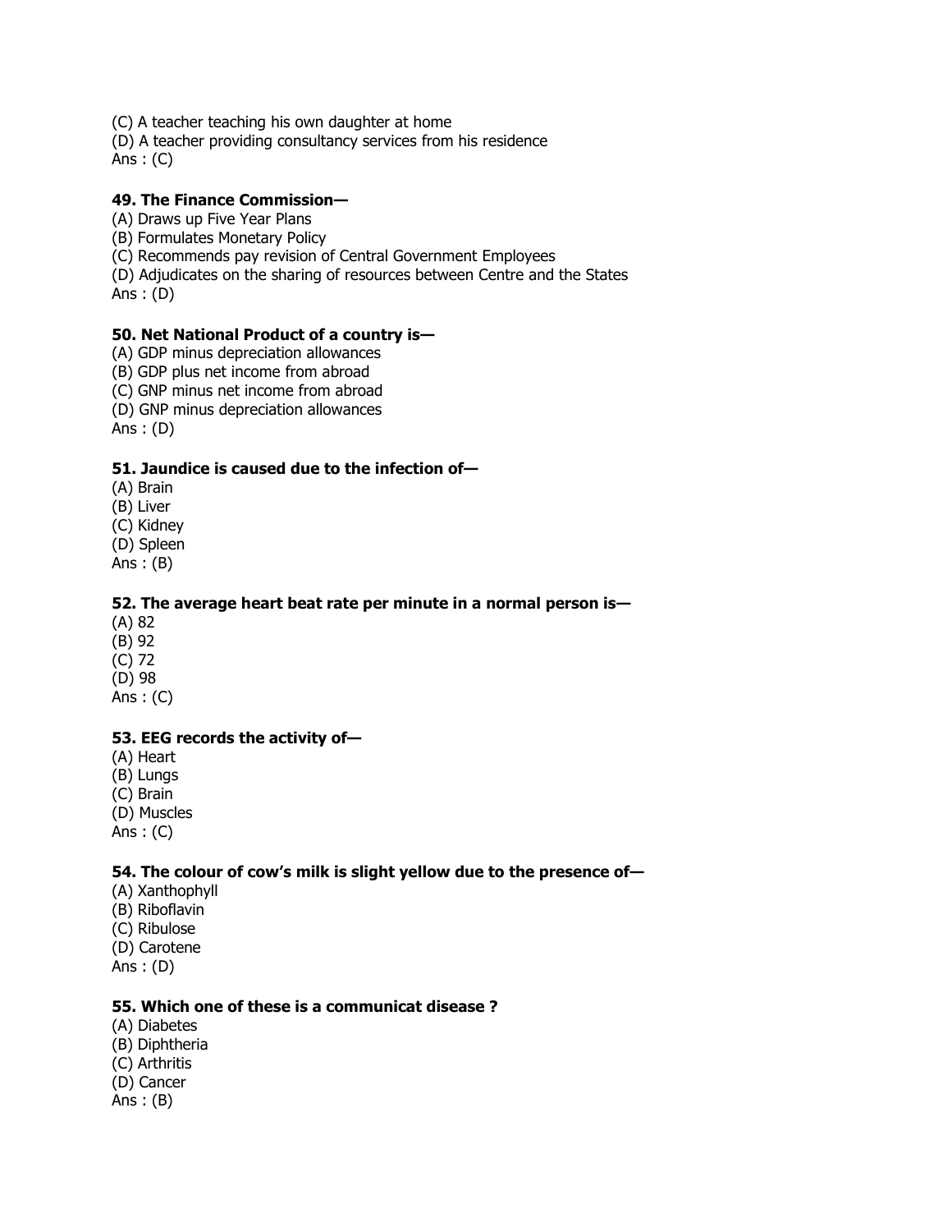(C) A teacher teaching his own daughter at home
(D) A teacher providing consultancy services from his residence
Ans : (C)

**49. The Finance Commission—**
(A) Draws up Five Year Plans
(B) Formulates Monetary Policy
(C) Recommends pay revision of Central Government Employees
(D) Adjudicates on the sharing of resources between Centre and the States
Ans : (D)

**50. Net National Product of a country is—**
(A) GDP minus depreciation allowances
(B) GDP plus net income from abroad
(C) GNP minus net income from abroad
(D) GNP minus depreciation allowances
Ans : (D)

**51. Jaundice is caused due to the infection of—**
(A) Brain
(B) Liver
(C) Kidney
(D) Spleen
Ans : (B)

**52. The average heart beat rate per minute in a normal person is—**
(A) 82
(B) 92
(C) 72
(D) 98
Ans : (C)

**53. EEG records the activity of—**
(A) Heart
(B) Lungs
(C) Brain
(D) Muscles
Ans : (C)

**54. The colour of cow's milk is slight yellow due to the presence of—**
(A) Xanthophyll
(B) Riboflavin
(C) Ribulose
(D) Carotene
Ans : (D)

**55. Which one of these is a communicat disease ?**
(A) Diabetes
(B) Diphtheria
(C) Arthritis
(D) Cancer
Ans : (B)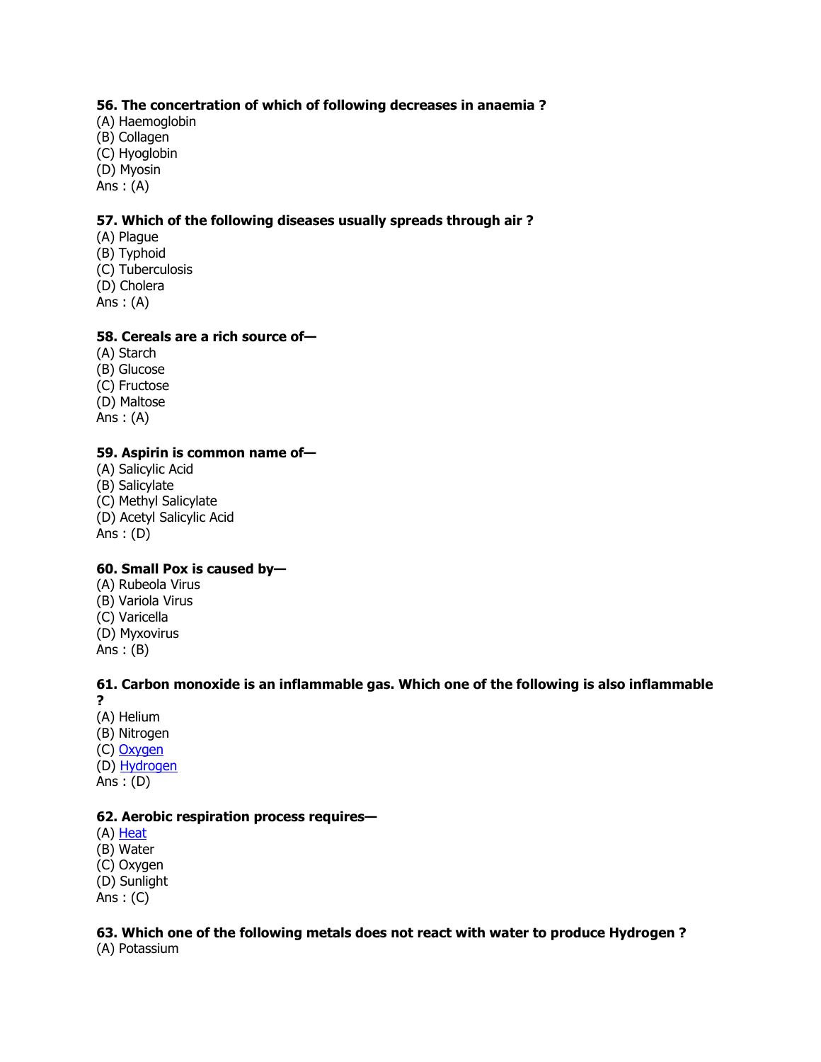**56. The concertration of which of following decreases in anaemia ?**
(A) Haemoglobin
(B) Collagen
(C) Hyoglobin
(D) Myosin
Ans : (A)

**57. Which of the following diseases usually spreads through air ?**
(A) Plague
(B) Typhoid
(C) Tuberculosis
(D) Cholera
Ans : (A)

**58. Cereals are a rich source of—**
(A) Starch
(B) Glucose
(C) Fructose
(D) Maltose
Ans : (A)

**59. Aspirin is common name of—**
(A) Salicylic Acid
(B) Salicylate
(C) Methyl Salicylate
(D) Acetyl Salicylic Acid
Ans : (D)

**60. Small Pox is caused by—**
(A) Rubeola Virus
(B) Variola Virus
(C) Varicella
(D) Myxovirus
Ans : (B)

**61. Carbon monoxide is an inflammable gas. Which one of the following is also inflammable ?**
(A) Helium
(B) Nitrogen
(C) Oxygen
(D) Hydrogen
Ans : (D)

**62. Aerobic respiration process requires—**
(A) Heat
(B) Water
(C) Oxygen
(D) Sunlight
Ans : (C)

**63. Which one of the following metals does not react with water to produce Hydrogen ?**
(A) Potassium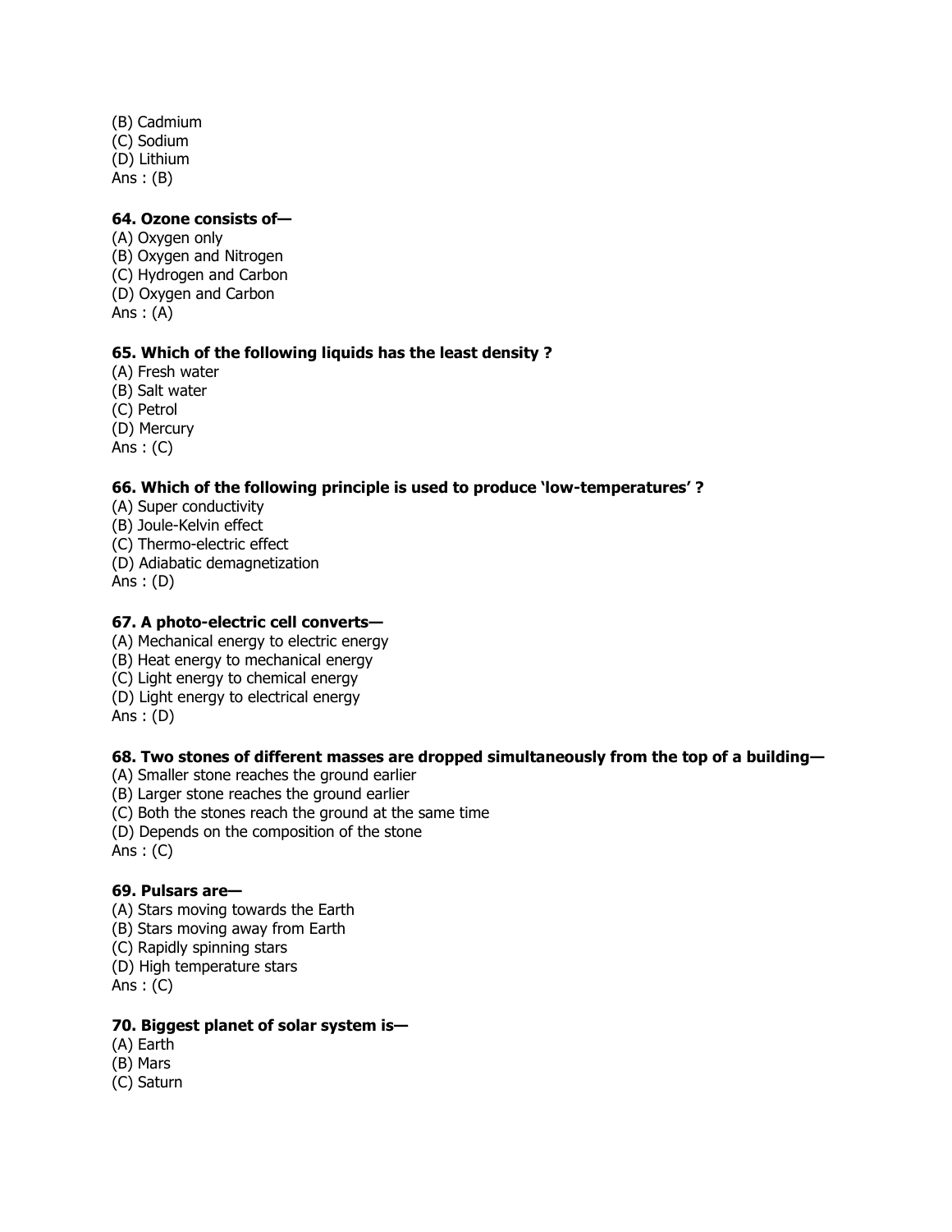(B) Cadmium
(C) Sodium
(D) Lithium
Ans : (B)

**64. Ozone consists of—**
(A) Oxygen only
(B) Oxygen and Nitrogen
(C) Hydrogen and Carbon
(D) Oxygen and Carbon
Ans : (A)

**65. Which of the following liquids has the least density ?**
(A) Fresh water
(B) Salt water
(C) Petrol
(D) Mercury
Ans : (C)

**66. Which of the following principle is used to produce 'low-temperatures' ?**
(A) Super conductivity
(B) Joule-Kelvin effect
(C) Thermo-electric effect
(D) Adiabatic demagnetization
Ans : (D)

**67. A photo-electric cell converts—**
(A) Mechanical energy to electric energy
(B) Heat energy to mechanical energy
(C) Light energy to chemical energy
(D) Light energy to electrical energy
Ans : (D)

**68. Two stones of different masses are dropped simultaneously from the top of a building—**
(A) Smaller stone reaches the ground earlier
(B) Larger stone reaches the ground earlier
(C) Both the stones reach the ground at the same time
(D) Depends on the composition of the stone
Ans : (C)

**69. Pulsars are—**
(A) Stars moving towards the Earth
(B) Stars moving away from Earth
(C) Rapidly spinning stars
(D) High temperature stars
Ans : (C)

**70. Biggest planet of solar system is—**
(A) Earth
(B) Mars
(C) Saturn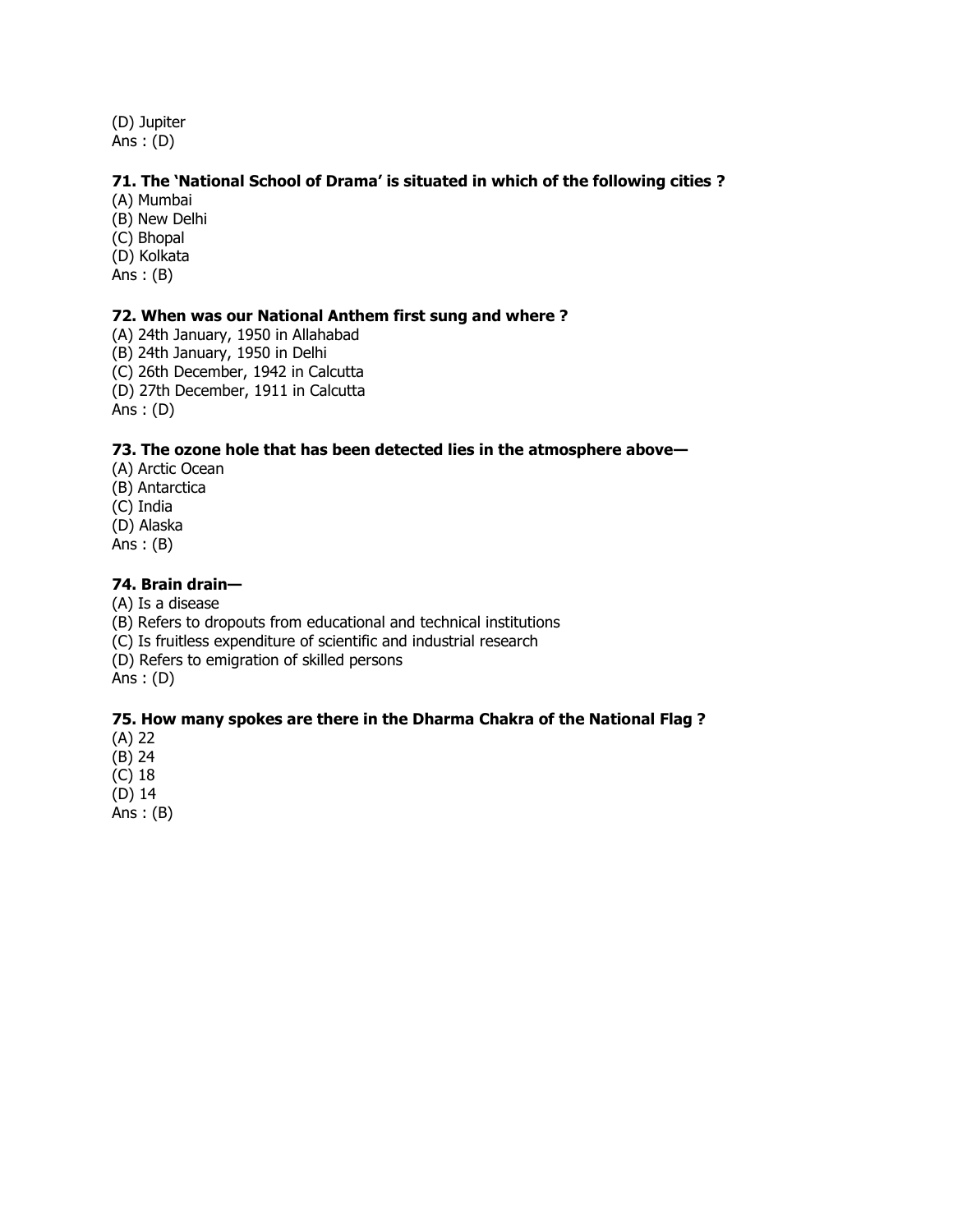(D) Jupiter
Ans : (D)

**71. The 'National School of Drama' is situated in which of the following cities ?**

(A) Mumbai
(B) New Delhi
(C) Bhopal
(D) Kolkata
Ans : (B)

**72. When was our National Anthem first sung and where ?**

(A) 24th January, 1950 in Allahabad
(B) 24th January, 1950 in Delhi
(C) 26th December, 1942 in Calcutta
(D) 27th December, 1911 in Calcutta
Ans : (D)

**73. The ozone hole that has been detected lies in the atmosphere above—**

(A) Arctic Ocean
(B) Antarctica
(C) India
(D) Alaska
Ans : (B)

**74. Brain drain—**

(A) Is a disease
(B) Refers to dropouts from educational and technical institutions
(C) Is fruitless expenditure of scientific and industrial research
(D) Refers to emigration of skilled persons
Ans : (D)

**75. How many spokes are there in the Dharma Chakra of the National Flag ?**

(A) 22
(B) 24
(C) 18
(D) 14
Ans : (B)